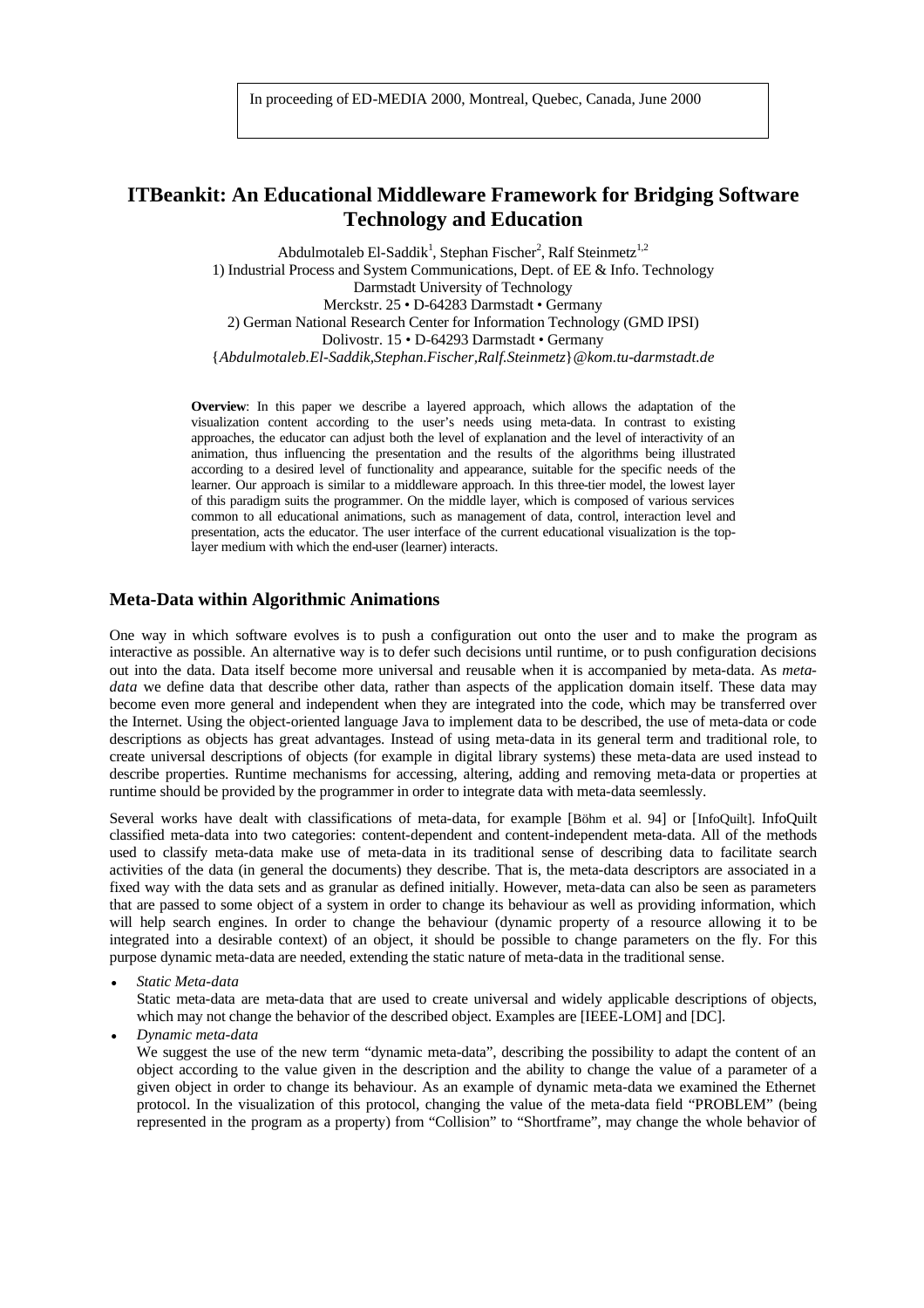In proceeding of ED-MEDIA 2000, Montreal, Quebec, Canada, June 2000

# ITBeankit: An Educational Middleware Framework for Bridging Software Technology and Education

Abdulmotaleb El-Saddik[1], Stephan Fischer[2], Ralf Steinmetz[1,2]

1) Industrial Process and System Communications, Dept. of EE & Info. Technology
Darmstadt University of Technology
Merckstr. 25 • D-64283 Darmstadt • Germany

2) German National Research Center for Information Technology (GMD IPSI)
Dolivostr. 15 • D-64293 Darmstadt • Germany

{*Abdulmotaleb.El-Saddik,Stephan.Fischer,Ralf.Steinmetz*}*@kom.tu-darmstadt.de*

**Overview**: In this paper we describe a layered approach, which allows the adaptation of the visualization content according to the user's needs using meta-data. In contrast to existing approaches, the educator can adjust both the level of explanation and the level of interactivity of an animation, thus influencing the presentation and the results of the algorithms being illustrated according to a desired level of functionality and appearance, suitable for the specific needs of the learner. Our approach is similar to a middleware approach. In this three-tier model, the lowest layer of this paradigm suits the programmer. On the middle layer, which is composed of various services common to all educational animations, such as management of data, control, interaction level and presentation, acts the educator. The user interface of the current educational visualization is the top-layer medium with which the end-user (learner) interacts.

## Meta-Data within Algorithmic Animations

One way in which software evolves is to push a configuration out onto the user and to make the program as interactive as possible. An alternative way is to defer such decisions until runtime, or to push configuration decisions out into the data. Data itself become more universal and reusable when it is accompanied by meta-data. As *meta-data* we define data that describe other data, rather than aspects of the application domain itself. These data may become even more general and independent when they are integrated into the code, which may be transferred over the Internet. Using the object-oriented language Java to implement data to be described, the use of meta-data or code descriptions as objects has great advantages. Instead of using meta-data in its general term and traditional role, to create universal descriptions of objects (for example in digital library systems) these meta-data are used instead to describe properties. Runtime mechanisms for accessing, altering, adding and removing meta-data or properties at runtime should be provided by the programmer in order to integrate data with meta-data seemlessly.

Several works have dealt with classifications of meta-data, for example [Böhm et al. 94] or [InfoQuilt]. InfoQuilt classified meta-data into two categories: content-dependent and content-independent meta-data. All of the methods used to classify meta-data make use of meta-data in its traditional sense of describing data to facilitate search activities of the data (in general the documents) they describe. That is, the meta-data descriptors are associated in a fixed way with the data sets and as granular as defined initially. However, meta-data can also be seen as parameters that are passed to some object of a system in order to change its behaviour as well as providing information, which will help search engines. In order to change the behaviour (dynamic property of a resource allowing it to be integrated into a desirable context) of an object, it should be possible to change parameters on the fly. For this purpose dynamic meta-data are needed, extending the static nature of meta-data in the traditional sense.

- *Static Meta-data*
  Static meta-data are meta-data that are used to create universal and widely applicable descriptions of objects, which may not change the behavior of the described object. Examples are [IEEE-LOM] and [DC].
- *Dynamic meta-data*
  We suggest the use of the new term "dynamic meta-data", describing the possibility to adapt the content of an object according to the value given in the description and the ability to change the value of a parameter of a given object in order to change its behaviour. As an example of dynamic meta-data we examined the Ethernet protocol. In the visualization of this protocol, changing the value of the meta-data field "PROBLEM" (being represented in the program as a property) from "Collision" to "Shortframe", may change the whole behavior of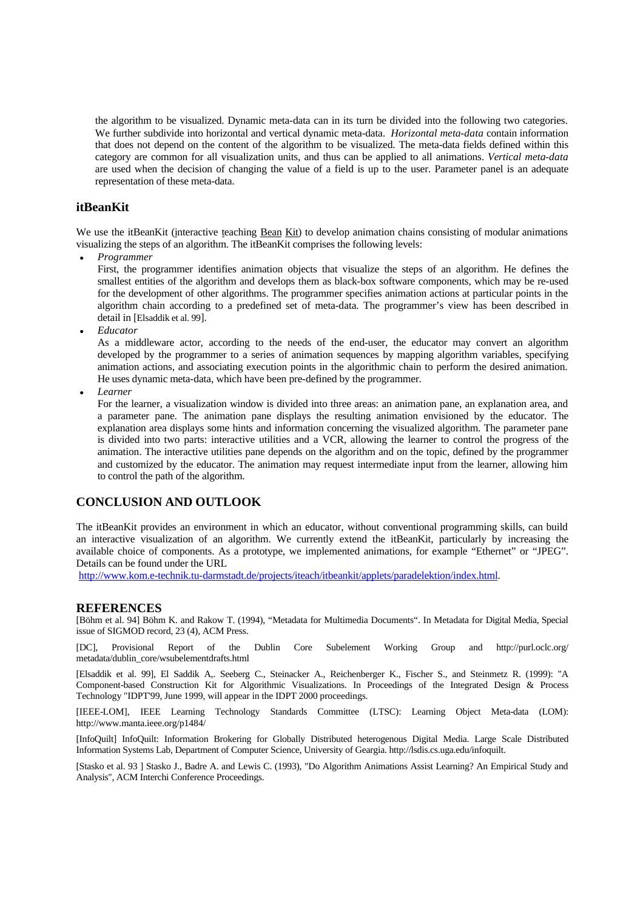the algorithm to be visualized. Dynamic meta-data can in its turn be divided into the following two categories. We further subdivide into horizontal and vertical dynamic meta-data. *Horizontal meta-data* contain information that does not depend on the content of the algorithm to be visualized. The meta-data fields defined within this category are common for all visualization units, and thus can be applied to all animations. *Vertical meta-data* are used when the decision of changing the value of a field is up to the user. Parameter panel is an adequate representation of these meta-data.

## itBeanKit

We use the itBeanKit (interactive teaching Bean Kit) to develop animation chains consisting of modular animations visualizing the steps of an algorithm. The itBeanKit comprises the following levels:

- *Programmer*
  First, the programmer identifies animation objects that visualize the steps of an algorithm. He defines the smallest entities of the algorithm and develops them as black-box software components, which may be re-used for the development of other algorithms. The programmer specifies animation actions at particular points in the algorithm chain according to a predefined set of meta-data. The programmer's view has been described in detail in [Elsaddik et al. 99].
- *Educator*
  As a middleware actor, according to the needs of the end-user, the educator may convert an algorithm developed by the programmer to a series of animation sequences by mapping algorithm variables, specifying animation actions, and associating execution points in the algorithmic chain to perform the desired animation. He uses dynamic meta-data, which have been pre-defined by the programmer.
- *Learner*
  For the learner, a visualization window is divided into three areas: an animation pane, an explanation area, and a parameter pane. The animation pane displays the resulting animation envisioned by the educator. The explanation area displays some hints and information concerning the visualized algorithm. The parameter pane is divided into two parts: interactive utilities and a VCR, allowing the learner to control the progress of the animation. The interactive utilities pane depends on the algorithm and on the topic, defined by the programmer and customized by the educator. The animation may request intermediate input from the learner, allowing him to control the path of the algorithm.

## CONCLUSION AND OUTLOOK

The itBeanKit provides an environment in which an educator, without conventional programming skills, can build an interactive visualization of an algorithm. We currently extend the itBeanKit, particularly by increasing the available choice of components. As a prototype, we implemented animations, for example "Ethernet" or "JPEG". Details can be found under the URL

http://www.kom.e-technik.tu-darmstadt.de/projects/iteach/itbeankit/applets/paradelektion/index.html.

## REFERENCES

[Böhm et al. 94] Böhm K. and Rakow T. (1994), "Metadata for Multimedia Documents". In Metadata for Digital Media, Special issue of SIGMOD record, 23 (4), ACM Press.

[DC], Provisional Report of the Dublin Core Subelement Working Group and http://purl.oclc.org/metadata/dublin_core/wsubelementdrafts.html

[Elsaddik et al. 99], El Saddik A,. Seeberg C., Steinacker A., Reichenberger K., Fischer S., and Steinmetz R. (1999): "A Component-based Construction Kit for Algorithmic Visualizations. In Proceedings of the Integrated Design & Process Technology "IDPT'99, June 1999, will appear in the IDPT 2000 proceedings.

[IEEE-LOM], IEEE Learning Technology Standards Committee (LTSC): Learning Object Meta-data (LOM): http://www.manta.ieee.org/p1484/

[InfoQuilt] InfoQuilt: Information Brokering for Globally Distributed heterogenous Digital Media. Large Scale Distributed Information Systems Lab, Department of Computer Science, University of Geargia. http://lsdis.cs.uga.edu/infoquilt.

[Stasko et al. 93 ] Stasko J., Badre A. and Lewis C. (1993), "Do Algorithm Animations Assist Learning? An Empirical Study and Analysis", ACM Interchi Conference Proceedings.